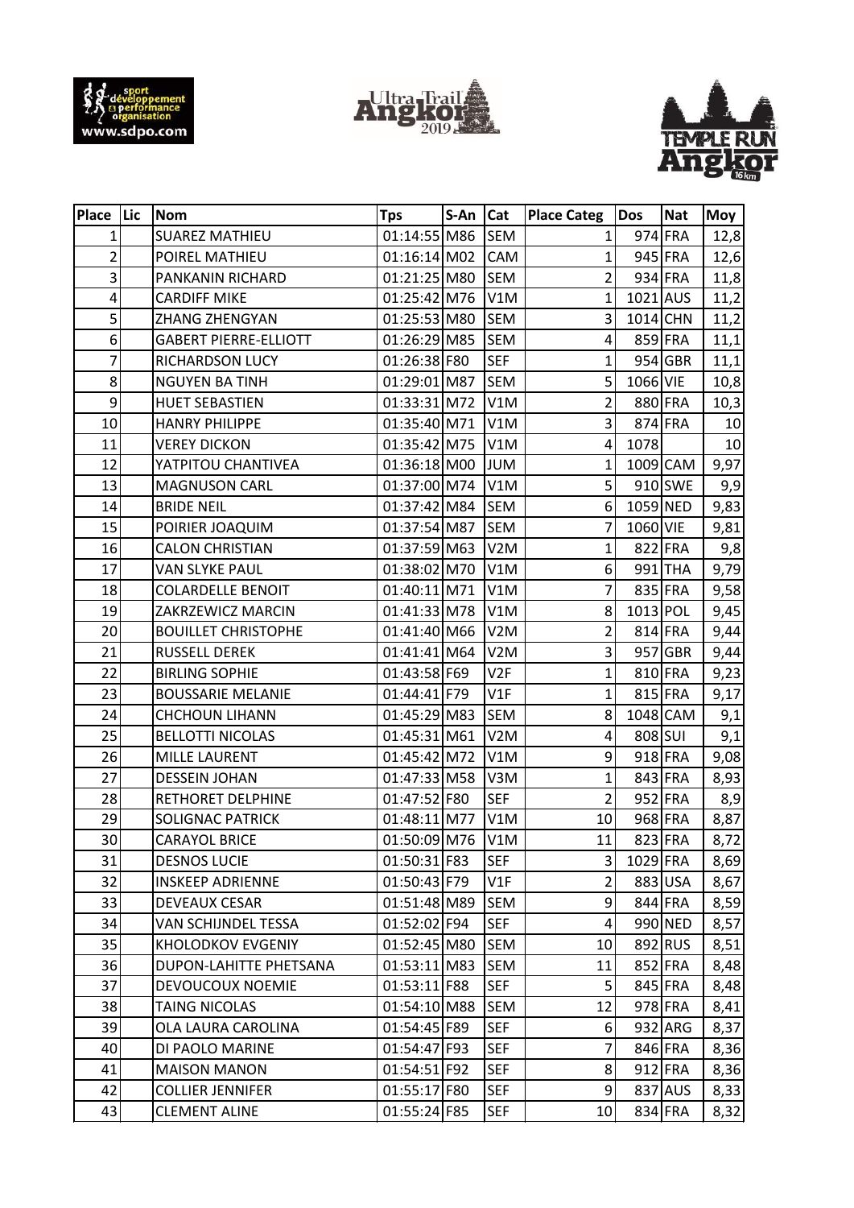| Place | Lic | Nom | Tps | S-An | Cat | Place Categ | Dos | Nat | Moy |
|---|---|---|---|---|---|---|---|---|---|
| 1 | | SUAREZ MATHIEU | 01:14:55 | M86 | SEM | 1 | 974 | FRA | 12,8 |
| 2 | | POIREL MATHIEU | 01:16:14 | M02 | CAM | 1 | 945 | FRA | 12,6 |
| 3 | | PANKANIN RICHARD | 01:21:25 | M80 | SEM | 2 | 934 | FRA | 11,8 |
| 4 | | CARDIFF MIKE | 01:25:42 | M76 | V1M | 1 | 1021 | AUS | 11,2 |
| 5 | | ZHANG ZHENGYAN | 01:25:53 | M80 | SEM | 3 | 1014 | CHN | 11,2 |
| 6 | | GABERT PIERRE-ELLIOTT | 01:26:29 | M85 | SEM | 4 | 859 | FRA | 11,1 |
| 7 | | RICHARDSON LUCY | 01:26:38 | F80 | SEF | 1 | 954 | GBR | 11,1 |
| 8 | | NGUYEN BA TINH | 01:29:01 | M87 | SEM | 5 | 1066 | VIE | 10,8 |
| 9 | | HUET SEBASTIEN | 01:33:31 | M72 | V1M | 2 | 880 | FRA | 10,3 |
| 10 | | HANRY PHILIPPE | 01:35:40 | M71 | V1M | 3 | 874 | FRA | 10 |
| 11 | | VEREY DICKON | 01:35:42 | M75 | V1M | 4 | 1078 | | 10 |
| 12 | | YATPITOU CHANTIVEA | 01:36:18 | M00 | JUM | 1 | 1009 | CAM | 9,97 |
| 13 | | MAGNUSON CARL | 01:37:00 | M74 | V1M | 5 | 910 | SWE | 9,9 |
| 14 | | BRIDE NEIL | 01:37:42 | M84 | SEM | 6 | 1059 | NED | 9,83 |
| 15 | | POIRIER JOAQUIM | 01:37:54 | M87 | SEM | 7 | 1060 | VIE | 9,81 |
| 16 | | CALON CHRISTIAN | 01:37:59 | M63 | V2M | 1 | 822 | FRA | 9,8 |
| 17 | | VAN SLYKE PAUL | 01:38:02 | M70 | V1M | 6 | 991 | THA | 9,79 |
| 18 | | COLARDELLE BENOIT | 01:40:11 | M71 | V1M | 7 | 835 | FRA | 9,58 |
| 19 | | ZAKRZEWICZ MARCIN | 01:41:33 | M78 | V1M | 8 | 1013 | POL | 9,45 |
| 20 | | BOUILLET CHRISTOPHE | 01:41:40 | M66 | V2M | 2 | 814 | FRA | 9,44 |
| 21 | | RUSSELL DEREK | 01:41:41 | M64 | V2M | 3 | 957 | GBR | 9,44 |
| 22 | | BIRLING SOPHIE | 01:43:58 | F69 | V2F | 1 | 810 | FRA | 9,23 |
| 23 | | BOUSSARIE MELANIE | 01:44:41 | F79 | V1F | 1 | 815 | FRA | 9,17 |
| 24 | | CHCHOUN LIHANN | 01:45:29 | M83 | SEM | 8 | 1048 | CAM | 9,1 |
| 25 | | BELLOTTI NICOLAS | 01:45:31 | M61 | V2M | 4 | 808 | SUI | 9,1 |
| 26 | | MILLE LAURENT | 01:45:42 | M72 | V1M | 9 | 918 | FRA | 9,08 |
| 27 | | DESSEIN JOHAN | 01:47:33 | M58 | V3M | 1 | 843 | FRA | 8,93 |
| 28 | | RETHORET DELPHINE | 01:47:52 | F80 | SEF | 2 | 952 | FRA | 8,9 |
| 29 | | SOLIGNAC PATRICK | 01:48:11 | M77 | V1M | 10 | 968 | FRA | 8,87 |
| 30 | | CARAYOL BRICE | 01:50:09 | M76 | V1M | 11 | 823 | FRA | 8,72 |
| 31 | | DESNOS LUCIE | 01:50:31 | F83 | SEF | 3 | 1029 | FRA | 8,69 |
| 32 | | INSKEEP ADRIENNE | 01:50:43 | F79 | V1F | 2 | 883 | USA | 8,67 |
| 33 | | DEVEAUX CESAR | 01:51:48 | M89 | SEM | 9 | 844 | FRA | 8,59 |
| 34 | | VAN SCHIJNDEL TESSA | 01:52:02 | F94 | SEF | 4 | 990 | NED | 8,57 |
| 35 | | KHOLODKOV EVGENIY | 01:52:45 | M80 | SEM | 10 | 892 | RUS | 8,51 |
| 36 | | DUPON-LAHITTE PHETSANA | 01:53:11 | M83 | SEM | 11 | 852 | FRA | 8,48 |
| 37 | | DEVOUCOUX NOEMIE | 01:53:11 | F88 | SEF | 5 | 845 | FRA | 8,48 |
| 38 | | TAING NICOLAS | 01:54:10 | M88 | SEM | 12 | 978 | FRA | 8,41 |
| 39 | | OLA LAURA CAROLINA | 01:54:45 | F89 | SEF | 6 | 932 | ARG | 8,37 |
| 40 | | DI PAOLO MARINE | 01:54:47 | F93 | SEF | 7 | 846 | FRA | 8,36 |
| 41 | | MAISON MANON | 01:54:51 | F92 | SEF | 8 | 912 | FRA | 8,36 |
| 42 | | COLLIER JENNIFER | 01:55:17 | F80 | SEF | 9 | 837 | AUS | 8,33 |
| 43 | | CLEMENT ALINE | 01:55:24 | F85 | SEF | 10 | 834 | FRA | 8,32 |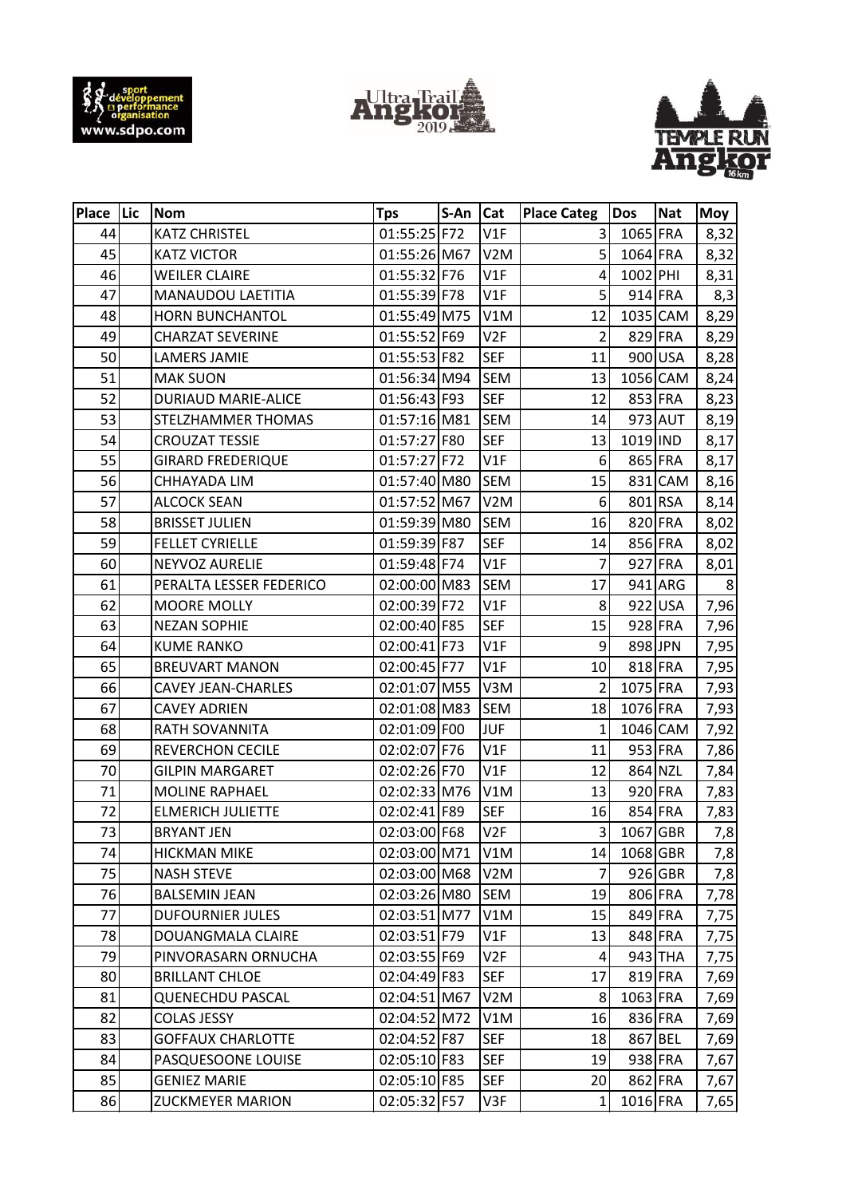| Place | Lic | Nom | Tps | S-An | Cat | Place Categ | Dos | Nat | Moy |
|---|---|---|---|---|---|---|---|---|---|
| 44 | | KATZ CHRISTEL | 01:55:25 | F72 | V1F | 3 | 1065 | FRA | 8,32 |
| 45 | | KATZ VICTOR | 01:55:26 | M67 | V2M | 5 | 1064 | FRA | 8,32 |
| 46 | | WEILER CLAIRE | 01:55:32 | F76 | V1F | 4 | 1002 | PHI | 8,31 |
| 47 | | MANAUDOU LAETITIA | 01:55:39 | F78 | V1F | 5 | 914 | FRA | 8,3 |
| 48 | | HORN BUNCHANTOL | 01:55:49 | M75 | V1M | 12 | 1035 | CAM | 8,29 |
| 49 | | CHARZAT SEVERINE | 01:55:52 | F69 | V2F | 2 | 829 | FRA | 8,29 |
| 50 | | LAMERS JAMIE | 01:55:53 | F82 | SEF | 11 | 900 | USA | 8,28 |
| 51 | | MAK SUON | 01:56:34 | M94 | SEM | 13 | 1056 | CAM | 8,24 |
| 52 | | DURIAUD MARIE-ALICE | 01:56:43 | F93 | SEF | 12 | 853 | FRA | 8,23 |
| 53 | | STELZHAMMER THOMAS | 01:57:16 | M81 | SEM | 14 | 973 | AUT | 8,19 |
| 54 | | CROUZAT TESSIE | 01:57:27 | F80 | SEF | 13 | 1019 | IND | 8,17 |
| 55 | | GIRARD FREDERIQUE | 01:57:27 | F72 | V1F | 6 | 865 | FRA | 8,17 |
| 56 | | CHHAYADA LIM | 01:57:40 | M80 | SEM | 15 | 831 | CAM | 8,16 |
| 57 | | ALCOCK SEAN | 01:57:52 | M67 | V2M | 6 | 801 | RSA | 8,14 |
| 58 | | BRISSET JULIEN | 01:59:39 | M80 | SEM | 16 | 820 | FRA | 8,02 |
| 59 | | FELLET CYRIELLE | 01:59:39 | F87 | SEF | 14 | 856 | FRA | 8,02 |
| 60 | | NEYVOZ AURELIE | 01:59:48 | F74 | V1F | 7 | 927 | FRA | 8,01 |
| 61 | | PERALTA LESSER FEDERICO | 02:00:00 | M83 | SEM | 17 | 941 | ARG | 8 |
| 62 | | MOORE MOLLY | 02:00:39 | F72 | V1F | 8 | 922 | USA | 7,96 |
| 63 | | NEZAN SOPHIE | 02:00:40 | F85 | SEF | 15 | 928 | FRA | 7,96 |
| 64 | | KUME RANKO | 02:00:41 | F73 | V1F | 9 | 898 | JPN | 7,95 |
| 65 | | BREUVART MANON | 02:00:45 | F77 | V1F | 10 | 818 | FRA | 7,95 |
| 66 | | CAVEY JEAN-CHARLES | 02:01:07 | M55 | V3M | 2 | 1075 | FRA | 7,93 |
| 67 | | CAVEY ADRIEN | 02:01:08 | M83 | SEM | 18 | 1076 | FRA | 7,93 |
| 68 | | RATH SOVANNITA | 02:01:09 | F00 | JUF | 1 | 1046 | CAM | 7,92 |
| 69 | | REVERCHON CECILE | 02:02:07 | F76 | V1F | 11 | 953 | FRA | 7,86 |
| 70 | | GILPIN MARGARET | 02:02:26 | F70 | V1F | 12 | 864 | NZL | 7,84 |
| 71 | | MOLINE RAPHAEL | 02:02:33 | M76 | V1M | 13 | 920 | FRA | 7,83 |
| 72 | | ELMERICH JULIETTE | 02:02:41 | F89 | SEF | 16 | 854 | FRA | 7,83 |
| 73 | | BRYANT JEN | 02:03:00 | F68 | V2F | 3 | 1067 | GBR | 7,8 |
| 74 | | HICKMAN MIKE | 02:03:00 | M71 | V1M | 14 | 1068 | GBR | 7,8 |
| 75 | | NASH STEVE | 02:03:00 | M68 | V2M | 7 | 926 | GBR | 7,8 |
| 76 | | BALSEMIN JEAN | 02:03:26 | M80 | SEM | 19 | 806 | FRA | 7,78 |
| 77 | | DUFOURNIER JULES | 02:03:51 | M77 | V1M | 15 | 849 | FRA | 7,75 |
| 78 | | DOUANGMALA CLAIRE | 02:03:51 | F79 | V1F | 13 | 848 | FRA | 7,75 |
| 79 | | PINVORASARN ORNUCHA | 02:03:55 | F69 | V2F | 4 | 943 | THA | 7,75 |
| 80 | | BRILLANT CHLOE | 02:04:49 | F83 | SEF | 17 | 819 | FRA | 7,69 |
| 81 | | QUENECHDU PASCAL | 02:04:51 | M67 | V2M | 8 | 1063 | FRA | 7,69 |
| 82 | | COLAS JESSY | 02:04:52 | M72 | V1M | 16 | 836 | FRA | 7,69 |
| 83 | | GOFFAUX CHARLOTTE | 02:04:52 | F87 | SEF | 18 | 867 | BEL | 7,69 |
| 84 | | PASQUESOONE LOUISE | 02:05:10 | F83 | SEF | 19 | 938 | FRA | 7,67 |
| 85 | | GENIEZ MARIE | 02:05:10 | F85 | SEF | 20 | 862 | FRA | 7,67 |
| 86 | | ZUCKMEYER MARION | 02:05:32 | F57 | V3F | 1 | 1016 | FRA | 7,65 |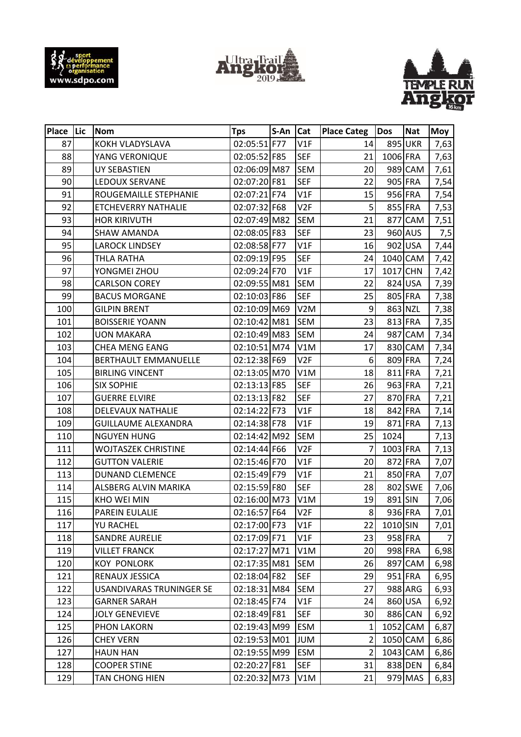| Place | Lic | Nom | Tps | S-An | Cat | Place Categ | Dos | Nat | Moy |
|---|---|---|---|---|---|---|---|---|---|
| 87 | | KOKH VLADYSLAVA | 02:05:51 | F77 | V1F | 14 | 895 | UKR | 7,63 |
| 88 | | YANG VERONIQUE | 02:05:52 | F85 | SEF | 21 | 1006 | FRA | 7,63 |
| 89 | | UY SEBASTIEN | 02:06:09 | M87 | SEM | 20 | 989 | CAM | 7,61 |
| 90 | | LEDOUX SERVANE | 02:07:20 | F81 | SEF | 22 | 905 | FRA | 7,54 |
| 91 | | ROUGEMAILLE STEPHANIE | 02:07:21 | F74 | V1F | 15 | 956 | FRA | 7,54 |
| 92 | | ETCHEVERRY NATHALIE | 02:07:32 | F68 | V2F | 5 | 855 | FRA | 7,53 |
| 93 | | HOR KIRIVUTH | 02:07:49 | M82 | SEM | 21 | 877 | CAM | 7,51 |
| 94 | | SHAW AMANDA | 02:08:05 | F83 | SEF | 23 | 960 | AUS | 7,5 |
| 95 | | LAROCK LINDSEY | 02:08:58 | F77 | V1F | 16 | 902 | USA | 7,44 |
| 96 | | THLA RATHA | 02:09:19 | F95 | SEF | 24 | 1040 | CAM | 7,42 |
| 97 | | YONGMEI ZHOU | 02:09:24 | F70 | V1F | 17 | 1017 | CHN | 7,42 |
| 98 | | CARLSON COREY | 02:09:55 | M81 | SEM | 22 | 824 | USA | 7,39 |
| 99 | | BACUS MORGANE | 02:10:03 | F86 | SEF | 25 | 805 | FRA | 7,38 |
| 100 | | GILPIN BRENT | 02:10:09 | M69 | V2M | 9 | 863 | NZL | 7,38 |
| 101 | | BOISSERIE YOANN | 02:10:42 | M81 | SEM | 23 | 813 | FRA | 7,35 |
| 102 | | UON MAKARA | 02:10:49 | M83 | SEM | 24 | 987 | CAM | 7,34 |
| 103 | | CHEA MENG EANG | 02:10:51 | M74 | V1M | 17 | 830 | CAM | 7,34 |
| 104 | | BERTHAULT EMMANUELLE | 02:12:38 | F69 | V2F | 6 | 809 | FRA | 7,24 |
| 105 | | BIRLING VINCENT | 02:13:05 | M70 | V1M | 18 | 811 | FRA | 7,21 |
| 106 | | SIX SOPHIE | 02:13:13 | F85 | SEF | 26 | 963 | FRA | 7,21 |
| 107 | | GUERRE ELVIRE | 02:13:13 | F82 | SEF | 27 | 870 | FRA | 7,21 |
| 108 | | DELEVAUX NATHALIE | 02:14:22 | F73 | V1F | 18 | 842 | FRA | 7,14 |
| 109 | | GUILLAUME ALEXANDRA | 02:14:38 | F78 | V1F | 19 | 871 | FRA | 7,13 |
| 110 | | NGUYEN HUNG | 02:14:42 | M92 | SEM | 25 | 1024 | | 7,13 |
| 111 | | WOJTASZEK CHRISTINE | 02:14:44 | F66 | V2F | 7 | 1003 | FRA | 7,13 |
| 112 | | GUTTON VALERIE | 02:15:46 | F70 | V1F | 20 | 872 | FRA | 7,07 |
| 113 | | DUNAND CLEMENCE | 02:15:49 | F79 | V1F | 21 | 850 | FRA | 7,07 |
| 114 | | ALSBERG ALVIN MARIKA | 02:15:59 | F80 | SEF | 28 | 802 | SWE | 7,06 |
| 115 | | KHO WEI MIN | 02:16:00 | M73 | V1M | 19 | 891 | SIN | 7,06 |
| 116 | | PAREIN EULALIE | 02:16:57 | F64 | V2F | 8 | 936 | FRA | 7,01 |
| 117 | | YU RACHEL | 02:17:00 | F73 | V1F | 22 | 1010 | SIN | 7,01 |
| 118 | | SANDRE AURELIE | 02:17:09 | F71 | V1F | 23 | 958 | FRA | 7 |
| 119 | | VILLET FRANCK | 02:17:27 | M71 | V1M | 20 | 998 | FRA | 6,98 |
| 120 | | KOY PONLORK | 02:17:35 | M81 | SEM | 26 | 897 | CAM | 6,98 |
| 121 | | RENAUX JESSICA | 02:18:04 | F82 | SEF | 29 | 951 | FRA | 6,95 |
| 122 | | USANDIVARAS TRUNINGER SE | 02:18:31 | M84 | SEM | 27 | 988 | ARG | 6,93 |
| 123 | | GARNER SARAH | 02:18:45 | F74 | V1F | 24 | 860 | USA | 6,92 |
| 124 | | JOLY GENEVIEVE | 02:18:49 | F81 | SEF | 30 | 886 | CAN | 6,92 |
| 125 | | PHON LAKORN | 02:19:43 | M99 | ESM | 1 | 1052 | CAM | 6,87 |
| 126 | | CHEY VERN | 02:19:53 | M01 | JUM | 2 | 1050 | CAM | 6,86 |
| 127 | | HAUN HAN | 02:19:55 | M99 | ESM | 2 | 1043 | CAM | 6,86 |
| 128 | | COOPER STINE | 02:20:27 | F81 | SEF | 31 | 838 | DEN | 6,84 |
| 129 | | TAN CHONG HIEN | 02:20:32 | M73 | V1M | 21 | 979 | MAS | 6,83 |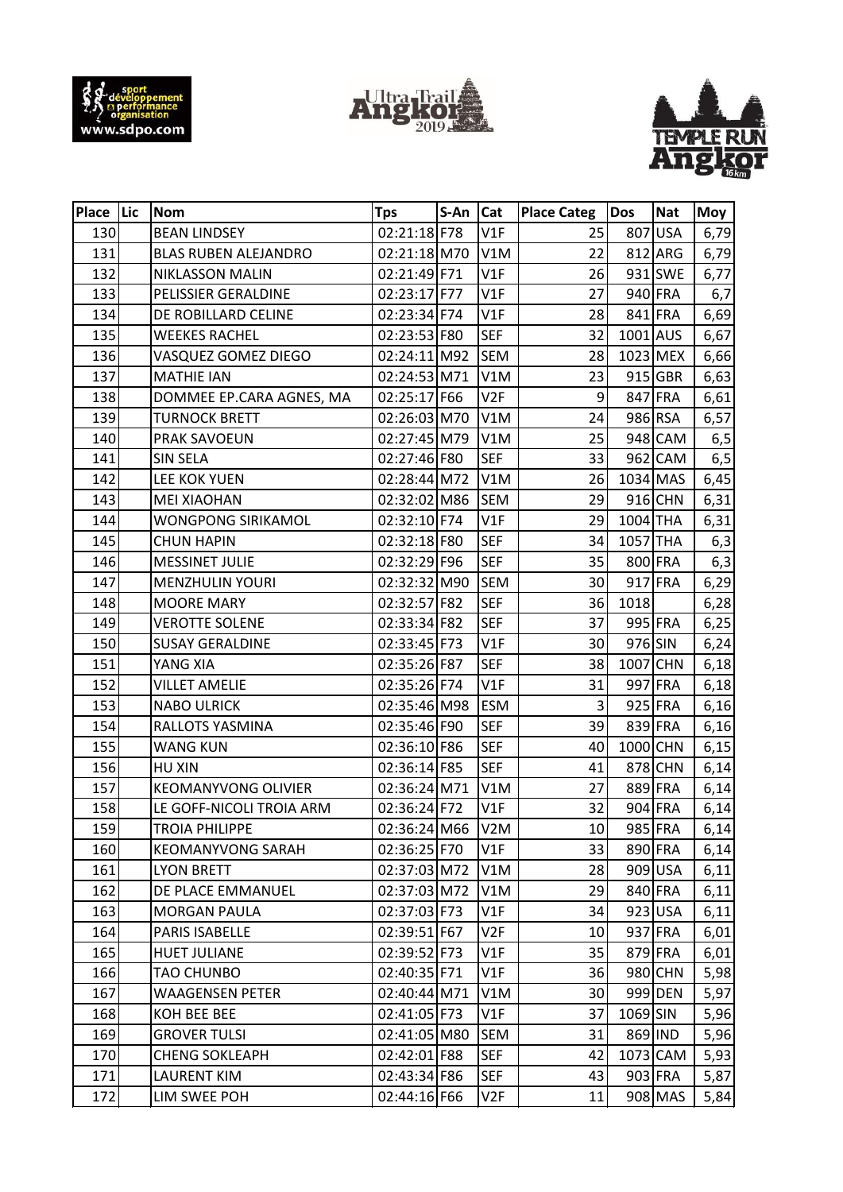| Place | Lic | Nom | Tps | S-An | Cat | Place Categ | Dos | Nat | Moy |
|---|---|---|---|---|---|---|---|---|---|
| 130 | | BEAN LINDSEY | 02:21:18 | F78 | V1F | 25 | 807 | USA | 6,79 |
| 131 | | BLAS RUBEN ALEJANDRO | 02:21:18 | M70 | V1M | 22 | 812 | ARG | 6,79 |
| 132 | | NIKLASSON MALIN | 02:21:49 | F71 | V1F | 26 | 931 | SWE | 6,77 |
| 133 | | PELISSIER GERALDINE | 02:23:17 | F77 | V1F | 27 | 940 | FRA | 6,7 |
| 134 | | DE ROBILLARD CELINE | 02:23:34 | F74 | V1F | 28 | 841 | FRA | 6,69 |
| 135 | | WEEKES RACHEL | 02:23:53 | F80 | SEF | 32 | 1001 | AUS | 6,67 |
| 136 | | VASQUEZ GOMEZ DIEGO | 02:24:11 | M92 | SEM | 28 | 1023 | MEX | 6,66 |
| 137 | | MATHIE IAN | 02:24:53 | M71 | V1M | 23 | 915 | GBR | 6,63 |
| 138 | | DOMMEE EP.CARA AGNES, MA | 02:25:17 | F66 | V2F | 9 | 847 | FRA | 6,61 |
| 139 | | TURNOCK BRETT | 02:26:03 | M70 | V1M | 24 | 986 | RSA | 6,57 |
| 140 | | PRAK SAVOEUN | 02:27:45 | M79 | V1M | 25 | 948 | CAM | 6,5 |
| 141 | | SIN SELA | 02:27:46 | F80 | SEF | 33 | 962 | CAM | 6,5 |
| 142 | | LEE KOK YUEN | 02:28:44 | M72 | V1M | 26 | 1034 | MAS | 6,45 |
| 143 | | MEI XIAOHAN | 02:32:02 | M86 | SEM | 29 | 916 | CHN | 6,31 |
| 144 | | WONGPONG SIRIKAMOL | 02:32:10 | F74 | V1F | 29 | 1004 | THA | 6,31 |
| 145 | | CHUN HAPIN | 02:32:18 | F80 | SEF | 34 | 1057 | THA | 6,3 |
| 146 | | MESSINET JULIE | 02:32:29 | F96 | SEF | 35 | 800 | FRA | 6,3 |
| 147 | | MENZHULIN YOURI | 02:32:32 | M90 | SEM | 30 | 917 | FRA | 6,29 |
| 148 | | MOORE MARY | 02:32:57 | F82 | SEF | 36 | 1018 | | 6,28 |
| 149 | | VEROTTE SOLENE | 02:33:34 | F82 | SEF | 37 | 995 | FRA | 6,25 |
| 150 | | SUSAY GERALDINE | 02:33:45 | F73 | V1F | 30 | 976 | SIN | 6,24 |
| 151 | | YANG XIA | 02:35:26 | F87 | SEF | 38 | 1007 | CHN | 6,18 |
| 152 | | VILLET AMELIE | 02:35:26 | F74 | V1F | 31 | 997 | FRA | 6,18 |
| 153 | | NABO ULRICK | 02:35:46 | M98 | ESM | 3 | 925 | FRA | 6,16 |
| 154 | | RALLOTS YASMINA | 02:35:46 | F90 | SEF | 39 | 839 | FRA | 6,16 |
| 155 | | WANG KUN | 02:36:10 | F86 | SEF | 40 | 1000 | CHN | 6,15 |
| 156 | | HU XIN | 02:36:14 | F85 | SEF | 41 | 878 | CHN | 6,14 |
| 157 | | KEOMANYVONG OLIVIER | 02:36:24 | M71 | V1M | 27 | 889 | FRA | 6,14 |
| 158 | | LE GOFF-NICOLI TROIA ARM | 02:36:24 | F72 | V1F | 32 | 904 | FRA | 6,14 |
| 159 | | TROIA PHILIPPE | 02:36:24 | M66 | V2M | 10 | 985 | FRA | 6,14 |
| 160 | | KEOMANYVONG SARAH | 02:36:25 | F70 | V1F | 33 | 890 | FRA | 6,14 |
| 161 | | LYON BRETT | 02:37:03 | M72 | V1M | 28 | 909 | USA | 6,11 |
| 162 | | DE PLACE EMMANUEL | 02:37:03 | M72 | V1M | 29 | 840 | FRA | 6,11 |
| 163 | | MORGAN PAULA | 02:37:03 | F73 | V1F | 34 | 923 | USA | 6,11 |
| 164 | | PARIS ISABELLE | 02:39:51 | F67 | V2F | 10 | 937 | FRA | 6,01 |
| 165 | | HUET JULIANE | 02:39:52 | F73 | V1F | 35 | 879 | FRA | 6,01 |
| 166 | | TAO CHUNBO | 02:40:35 | F71 | V1F | 36 | 980 | CHN | 5,98 |
| 167 | | WAAGENSEN PETER | 02:40:44 | M71 | V1M | 30 | 999 | DEN | 5,97 |
| 168 | | KOH BEE BEE | 02:41:05 | F73 | V1F | 37 | 1069 | SIN | 5,96 |
| 169 | | GROVER TULSI | 02:41:05 | M80 | SEM | 31 | 869 | IND | 5,96 |
| 170 | | CHENG SOKLEAPH | 02:42:01 | F88 | SEF | 42 | 1073 | CAM | 5,93 |
| 171 | | LAURENT KIM | 02:43:34 | F86 | SEF | 43 | 903 | FRA | 5,87 |
| 172 | | LIM SWEE POH | 02:44:16 | F66 | V2F | 11 | 908 | MAS | 5,84 |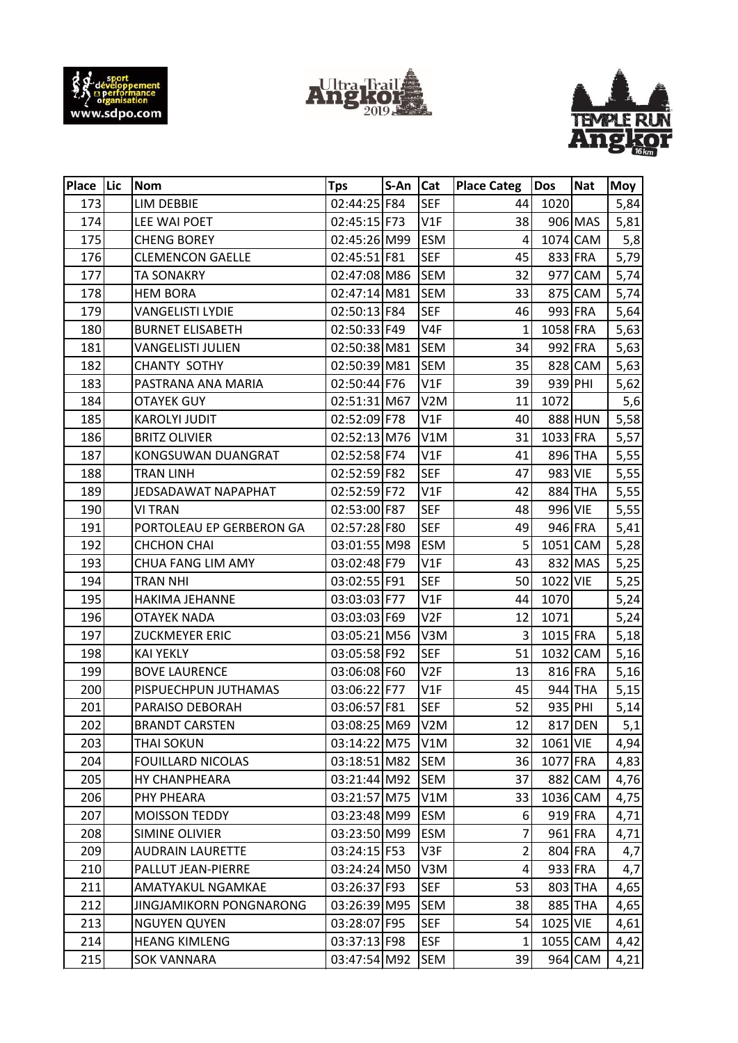| Place | Lic | Nom | Tps | S-An | Cat | Place Categ | Dos | Nat | Moy |
|---|---|---|---|---|---|---|---|---|---|
| 173 | | LIM DEBBIE | 02:44:25 | F84 | SEF | 44 | 1020 | | 5,84 |
| 174 | | LEE WAI POET | 02:45:15 | F73 | V1F | 38 | 906 | MAS | 5,81 |
| 175 | | CHENG BOREY | 02:45:26 | M99 | ESM | 4 | 1074 | CAM | 5,8 |
| 176 | | CLEMENCON GAELLE | 02:45:51 | F81 | SEF | 45 | 833 | FRA | 5,79 |
| 177 | | TA SONAKRY | 02:47:08 | M86 | SEM | 32 | 977 | CAM | 5,74 |
| 178 | | HEM BORA | 02:47:14 | M81 | SEM | 33 | 875 | CAM | 5,74 |
| 179 | | VANGELISTI LYDIE | 02:50:13 | F84 | SEF | 46 | 993 | FRA | 5,64 |
| 180 | | BURNET ELISABETH | 02:50:33 | F49 | V4F | 1 | 1058 | FRA | 5,63 |
| 181 | | VANGELISTI JULIEN | 02:50:38 | M81 | SEM | 34 | 992 | FRA | 5,63 |
| 182 | | CHANTY SOTHY | 02:50:39 | M81 | SEM | 35 | 828 | CAM | 5,63 |
| 183 | | PASTRANA ANA MARIA | 02:50:44 | F76 | V1F | 39 | 939 | PHI | 5,62 |
| 184 | | OTAYEK GUY | 02:51:31 | M67 | V2M | 11 | 1072 | | 5,6 |
| 185 | | KAROLYI JUDIT | 02:52:09 | F78 | V1F | 40 | 888 | HUN | 5,58 |
| 186 | | BRITZ OLIVIER | 02:52:13 | M76 | V1M | 31 | 1033 | FRA | 5,57 |
| 187 | | KONGSUWAN DUANGRAT | 02:52:58 | F74 | V1F | 41 | 896 | THA | 5,55 |
| 188 | | TRAN LINH | 02:52:59 | F82 | SEF | 47 | 983 | VIE | 5,55 |
| 189 | | JEDSADAWAT NAPAPHAT | 02:52:59 | F72 | V1F | 42 | 884 | THA | 5,55 |
| 190 | | VI TRAN | 02:53:00 | F87 | SEF | 48 | 996 | VIE | 5,55 |
| 191 | | PORTOLEAU EP GERBERON GA | 02:57:28 | F80 | SEF | 49 | 946 | FRA | 5,41 |
| 192 | | CHCHON CHAI | 03:01:55 | M98 | ESM | 5 | 1051 | CAM | 5,28 |
| 193 | | CHUA FANG LIM AMY | 03:02:48 | F79 | V1F | 43 | 832 | MAS | 5,25 |
| 194 | | TRAN NHI | 03:02:55 | F91 | SEF | 50 | 1022 | VIE | 5,25 |
| 195 | | HAKIMA JEHANNE | 03:03:03 | F77 | V1F | 44 | 1070 | | 5,24 |
| 196 | | OTAYEK NADA | 03:03:03 | F69 | V2F | 12 | 1071 | | 5,24 |
| 197 | | ZUCKMEYER ERIC | 03:05:21 | M56 | V3M | 3 | 1015 | FRA | 5,18 |
| 198 | | KAI YEKLY | 03:05:58 | F92 | SEF | 51 | 1032 | CAM | 5,16 |
| 199 | | BOVE LAURENCE | 03:06:08 | F60 | V2F | 13 | 816 | FRA | 5,16 |
| 200 | | PISPUECHPUN JUTHAMAS | 03:06:22 | F77 | V1F | 45 | 944 | THA | 5,15 |
| 201 | | PARAISO DEBORAH | 03:06:57 | F81 | SEF | 52 | 935 | PHI | 5,14 |
| 202 | | BRANDT CARSTEN | 03:08:25 | M69 | V2M | 12 | 817 | DEN | 5,1 |
| 203 | | THAI SOKUN | 03:14:22 | M75 | V1M | 32 | 1061 | VIE | 4,94 |
| 204 | | FOUILLARD NICOLAS | 03:18:51 | M82 | SEM | 36 | 1077 | FRA | 4,83 |
| 205 | | HY CHANPHEARA | 03:21:44 | M92 | SEM | 37 | 882 | CAM | 4,76 |
| 206 | | PHY PHEARA | 03:21:57 | M75 | V1M | 33 | 1036 | CAM | 4,75 |
| 207 | | MOISSON TEDDY | 03:23:48 | M99 | ESM | 6 | 919 | FRA | 4,71 |
| 208 | | SIMINE OLIVIER | 03:23:50 | M99 | ESM | 7 | 961 | FRA | 4,71 |
| 209 | | AUDRAIN LAURETTE | 03:24:15 | F53 | V3F | 2 | 804 | FRA | 4,7 |
| 210 | | PALLUT JEAN-PIERRE | 03:24:24 | M50 | V3M | 4 | 933 | FRA | 4,7 |
| 211 | | AMATYAKUL NGAMKAE | 03:26:37 | F93 | SEF | 53 | 803 | THA | 4,65 |
| 212 | | JINGJAMIKORN PONGNARONG | 03:26:39 | M95 | SEM | 38 | 885 | THA | 4,65 |
| 213 | | NGUYEN QUYEN | 03:28:07 | F95 | SEF | 54 | 1025 | VIE | 4,61 |
| 214 | | HEANG KIMLENG | 03:37:13 | F98 | ESF | 1 | 1055 | CAM | 4,42 |
| 215 | | SOK VANNARA | 03:47:54 | M92 | SEM | 39 | 964 | CAM | 4,21 |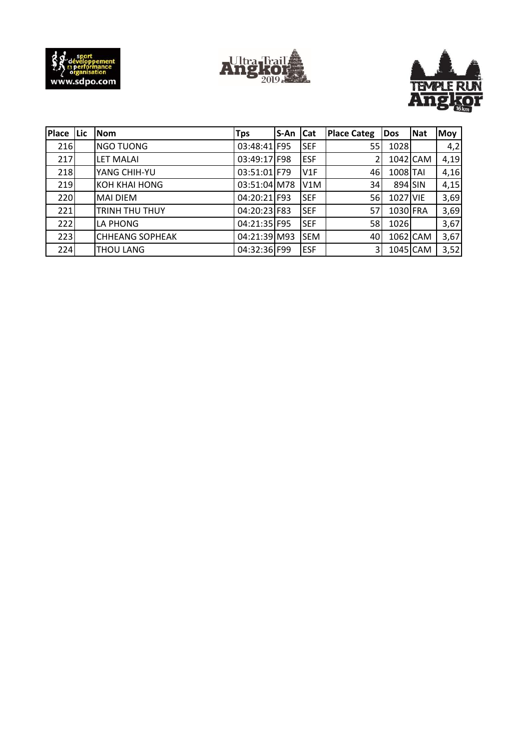| Place | Lic | Nom | Tps | S-An | Cat | Place Categ | Dos | Nat | Moy |
|---|---|---|---|---|---|---|---|---|---|
| 216 | | NGO TUONG | 03:48:41 | F95 | SEF | 55 | 1028 | | 4,2 |
| 217 | | LET MALAI | 03:49:17 | F98 | ESF | 2 | 1042 | CAM | 4,19 |
| 218 | | YANG CHIH-YU | 03:51:01 | F79 | V1F | 46 | 1008 | TAI | 4,16 |
| 219 | | KOH KHAI HONG | 03:51:04 | M78 | V1M | 34 | 894 | SIN | 4,15 |
| 220 | | MAI DIEM | 04:20:21 | F93 | SEF | 56 | 1027 | VIE | 3,69 |
| 221 | | TRINH THU THUY | 04:20:23 | F83 | SEF | 57 | 1030 | FRA | 3,69 |
| 222 | | LA PHONG | 04:21:35 | F95 | SEF | 58 | 1026 | | 3,67 |
| 223 | | CHHEANG SOPHEAK | 04:21:39 | M93 | SEM | 40 | 1062 | CAM | 3,67 |
| 224 | | THOU LANG | 04:32:36 | F99 | ESF | 3 | 1045 | CAM | 3,52 |